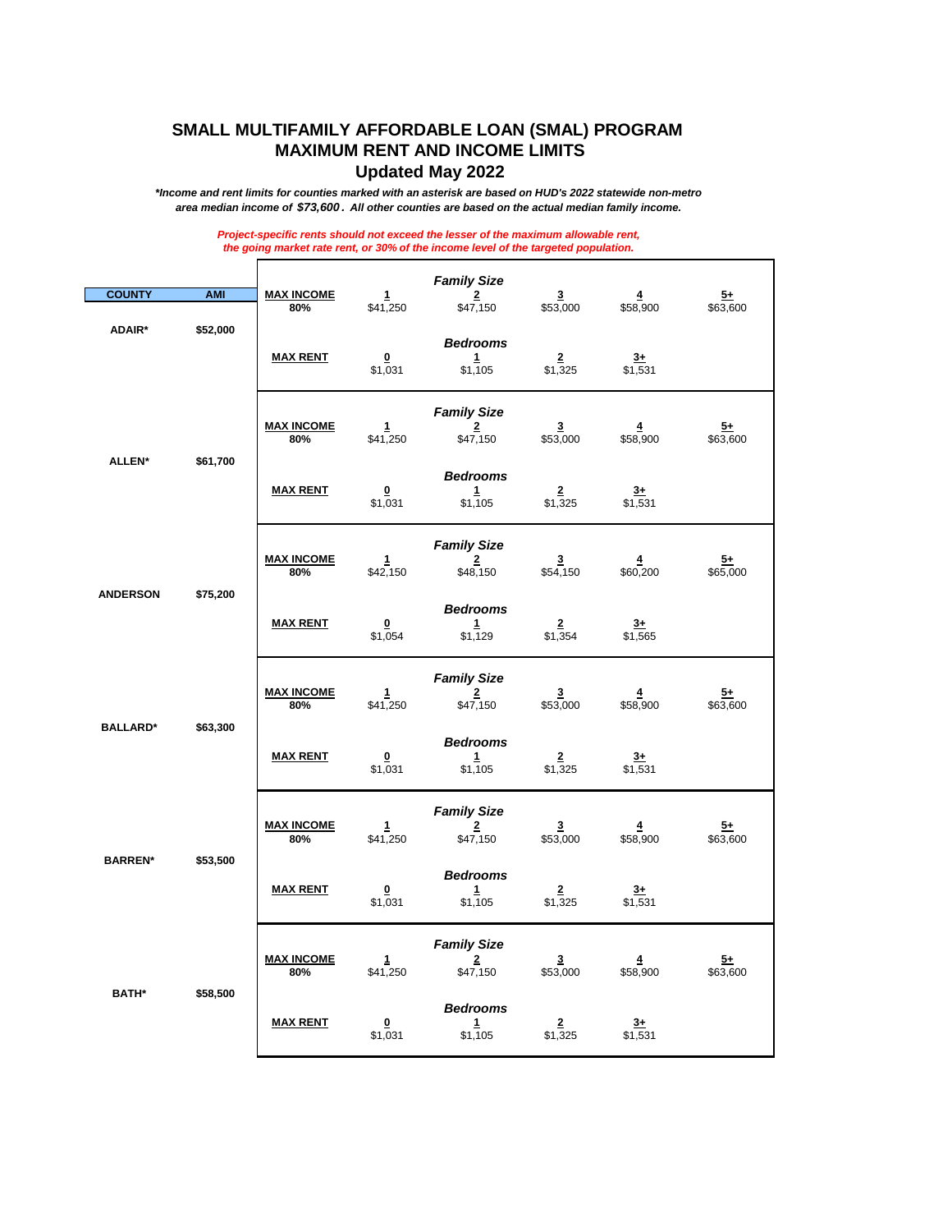# SMALL MULTIFAMILY AFFORDABLE LOAN (SMAL) PROGRAM
## MAXIMUM RENT AND INCOME LIMITS
### Updated May 2022

***Income and rent limits for counties marked with an asterisk are based on HUD's 2022 statewide non-metro area median income of $73,600. All other counties are based on the actual median family income.***

***Project-specific rents should not exceed the lesser of the maximum allowable rent, the going market rate rent, or 30% of the income level of the targeted population.***

| COUNTY | AMI | | | | | | |
|---|---|---|---|---|---|---|---|
| | | | | ***Family Size*** | | | |
| **ADAIR*** | **$52,000** | **MAX INCOME 80%** | **1** $41,250 | **2** $47,150 | **3** $53,000 | **4** $58,900 | **5+** $63,600 |
| | | | | ***Bedrooms*** | | | |
| | | **MAX RENT** | **0** $1,031 | **1** $1,105 | **2** $1,325 | **3+** $1,531 | |
| | | | | ***Family Size*** | | | |
| **ALLEN*** | **$61,700** | **MAX INCOME 80%** | **1** $41,250 | **2** $47,150 | **3** $53,000 | **4** $58,900 | **5+** $63,600 |
| | | | | ***Bedrooms*** | | | |
| | | **MAX RENT** | **0** $1,031 | **1** $1,105 | **2** $1,325 | **3+** $1,531 | |
| | | | | ***Family Size*** | | | |
| **ANDERSON** | **$75,200** | **MAX INCOME 80%** | **1** $42,150 | **2** $48,150 | **3** $54,150 | **4** $60,200 | **5+** $65,000 |
| | | | | ***Bedrooms*** | | | |
| | | **MAX RENT** | **0** $1,054 | **1** $1,129 | **2** $1,354 | **3+** $1,565 | |
| | | | | ***Family Size*** | | | |
| **BALLARD*** | **$63,300** | **MAX INCOME 80%** | **1** $41,250 | **2** $47,150 | **3** $53,000 | **4** $58,900 | **5+** $63,600 |
| | | | | ***Bedrooms*** | | | |
| | | **MAX RENT** | **0** $1,031 | **1** $1,105 | **2** $1,325 | **3+** $1,531 | |
| | | | | ***Family Size*** | | | |
| **BARREN*** | **$53,500** | **MAX INCOME 80%** | **1** $41,250 | **2** $47,150 | **3** $53,000 | **4** $58,900 | **5+** $63,600 |
| | | | | ***Bedrooms*** | | | |
| | | **MAX RENT** | **0** $1,031 | **1** $1,105 | **2** $1,325 | **3+** $1,531 | |
| | | | | ***Family Size*** | | | |
| **BATH*** | **$58,500** | **MAX INCOME 80%** | **1** $41,250 | **2** $47,150 | **3** $53,000 | **4** $58,900 | **5+** $63,600 |
| | | | | ***Bedrooms*** | | | |
| | | **MAX RENT** | **0** $1,031 | **1** $1,105 | **2** $1,325 | **3+** $1,531 | |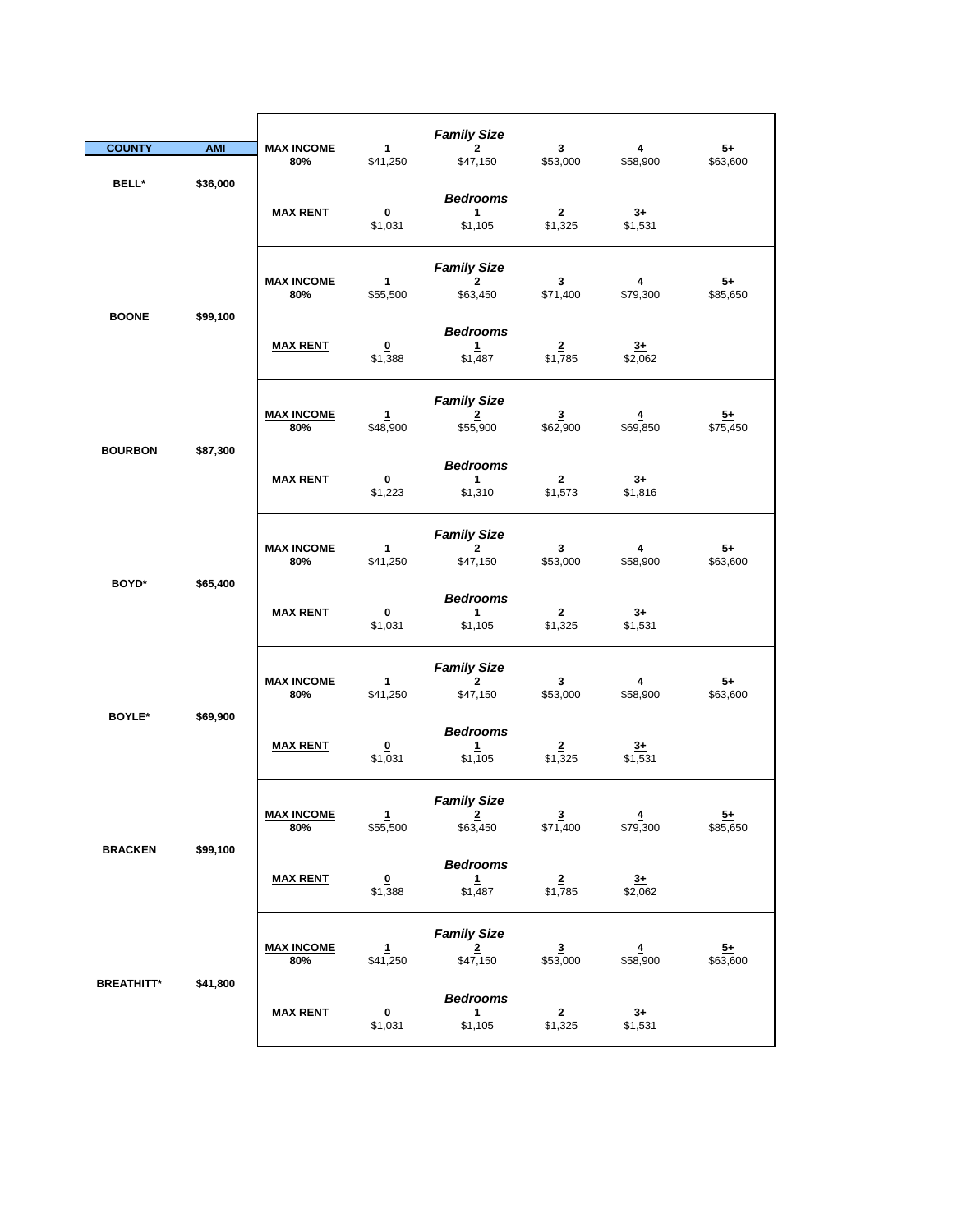| COUNTY | AMI | | | | | | |
|---|---|---|---|---|---|---|---|
| | | | ***Family Size*** | | | | |
| BELL* | $36,000 | **MAX INCOME 80%** | **1** $41,250 | **2** $47,150 | **3** $53,000 | **4** $58,900 | **5+** $63,600 |
| | | | ***Bedrooms*** | | | | |
| | | **MAX RENT** | **0** $1,031 | **1** $1,105 | **2** $1,325 | **3+** $1,531 | |
| | | | ***Family Size*** | | | | |
| BOONE | $99,100 | **MAX INCOME 80%** | **1** $55,500 | **2** $63,450 | **3** $71,400 | **4** $79,300 | **5+** $85,650 |
| | | | ***Bedrooms*** | | | | |
| | | **MAX RENT** | **0** $1,388 | **1** $1,487 | **2** $1,785 | **3+** $2,062 | |
| | | | ***Family Size*** | | | | |
| BOURBON | $87,300 | **MAX INCOME 80%** | **1** $48,900 | **2** $55,900 | **3** $62,900 | **4** $69,850 | **5+** $75,450 |
| | | | ***Bedrooms*** | | | | |
| | | **MAX RENT** | **0** $1,223 | **1** $1,310 | **2** $1,573 | **3+** $1,816 | |
| | | | ***Family Size*** | | | | |
| BOYD* | $65,400 | **MAX INCOME 80%** | **1** $41,250 | **2** $47,150 | **3** $53,000 | **4** $58,900 | **5+** $63,600 |
| | | | ***Bedrooms*** | | | | |
| | | **MAX RENT** | **0** $1,031 | **1** $1,105 | **2** $1,325 | **3+** $1,531 | |
| | | | ***Family Size*** | | | | |
| BOYLE* | $69,900 | **MAX INCOME 80%** | **1** $41,250 | **2** $47,150 | **3** $53,000 | **4** $58,900 | **5+** $63,600 |
| | | | ***Bedrooms*** | | | | |
| | | **MAX RENT** | **0** $1,031 | **1** $1,105 | **2** $1,325 | **3+** $1,531 | |
| | | | ***Family Size*** | | | | |
| BRACKEN | $99,100 | **MAX INCOME 80%** | **1** $55,500 | **2** $63,450 | **3** $71,400 | **4** $79,300 | **5+** $85,650 |
| | | | ***Bedrooms*** | | | | |
| | | **MAX RENT** | **0** $1,388 | **1** $1,487 | **2** $1,785 | **3+** $2,062 | |
| | | | ***Family Size*** | | | | |
| BREATHITT* | $41,800 | **MAX INCOME 80%** | **1** $41,250 | **2** $47,150 | **3** $53,000 | **4** $58,900 | **5+** $63,600 |
| | | | ***Bedrooms*** | | | | |
| | | **MAX RENT** | **0** $1,031 | **1** $1,105 | **2** $1,325 | **3+** $1,531 | |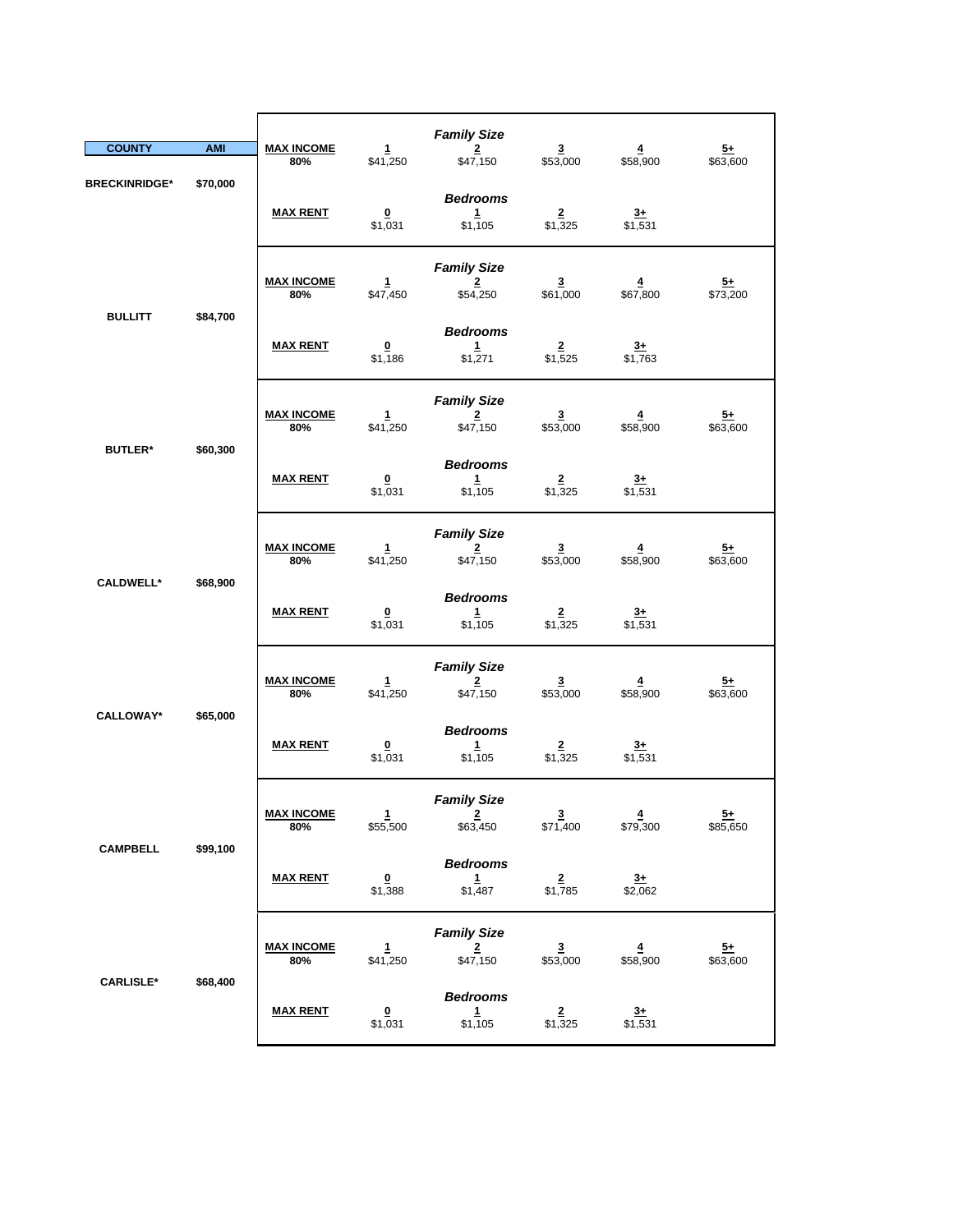| COUNTY | AMI | | | | | | |
|---|---|---|---|---|---|---|---|
| | | | | ***Family Size*** | | | |
| | | **MAX INCOME 80%** | **1** | **2** | **3** | **4** | **5+** |
| **BRECKINRIDGE*** | **$70,000** | | $41,250 | $47,150 | $53,000 | $58,900 | $63,600 |
| | | | | ***Bedrooms*** | | | |
| | | **MAX RENT** | **0** | **1** | **2** | **3+** | |
| | | | $1,031 | $1,105 | $1,325 | $1,531 | |
| | | | | ***Family Size*** | | | |
| | | **MAX INCOME 80%** | **1** | **2** | **3** | **4** | **5+** |
| **BULLITT** | **$84,700** | | $47,450 | $54,250 | $61,000 | $67,800 | $73,200 |
| | | | | ***Bedrooms*** | | | |
| | | **MAX RENT** | **0** | **1** | **2** | **3+** | |
| | | | $1,186 | $1,271 | $1,525 | $1,763 | |
| | | | | ***Family Size*** | | | |
| | | **MAX INCOME 80%** | **1** | **2** | **3** | **4** | **5+** |
| **BUTLER*** | **$60,300** | | $41,250 | $47,150 | $53,000 | $58,900 | $63,600 |
| | | | | ***Bedrooms*** | | | |
| | | **MAX RENT** | **0** | **1** | **2** | **3+** | |
| | | | $1,031 | $1,105 | $1,325 | $1,531 | |
| | | | | ***Family Size*** | | | |
| | | **MAX INCOME 80%** | **1** | **2** | **3** | **4** | **5+** |
| **CALDWELL*** | **$68,900** | | $41,250 | $47,150 | $53,000 | $58,900 | $63,600 |
| | | | | ***Bedrooms*** | | | |
| | | **MAX RENT** | **0** | **1** | **2** | **3+** | |
| | | | $1,031 | $1,105 | $1,325 | $1,531 | |
| | | | | ***Family Size*** | | | |
| | | **MAX INCOME 80%** | **1** | **2** | **3** | **4** | **5+** |
| **CALLOWAY*** | **$65,000** | | $41,250 | $47,150 | $53,000 | $58,900 | $63,600 |
| | | | | ***Bedrooms*** | | | |
| | | **MAX RENT** | **0** | **1** | **2** | **3+** | |
| | | | $1,031 | $1,105 | $1,325 | $1,531 | |
| | | | | ***Family Size*** | | | |
| | | **MAX INCOME 80%** | **1** | **2** | **3** | **4** | **5+** |
| **CAMPBELL** | **$99,100** | | $55,500 | $63,450 | $71,400 | $79,300 | $85,650 |
| | | | | ***Bedrooms*** | | | |
| | | **MAX RENT** | **0** | **1** | **2** | **3+** | |
| | | | $1,388 | $1,487 | $1,785 | $2,062 | |
| | | | | ***Family Size*** | | | |
| | | **MAX INCOME 80%** | **1** | **2** | **3** | **4** | **5+** |
| **CARLISLE*** | **$68,400** | | $41,250 | $47,150 | $53,000 | $58,900 | $63,600 |
| | | | | ***Bedrooms*** | | | |
| | | **MAX RENT** | **0** | **1** | **2** | **3+** | |
| | | | $1,031 | $1,105 | $1,325 | $1,531 | |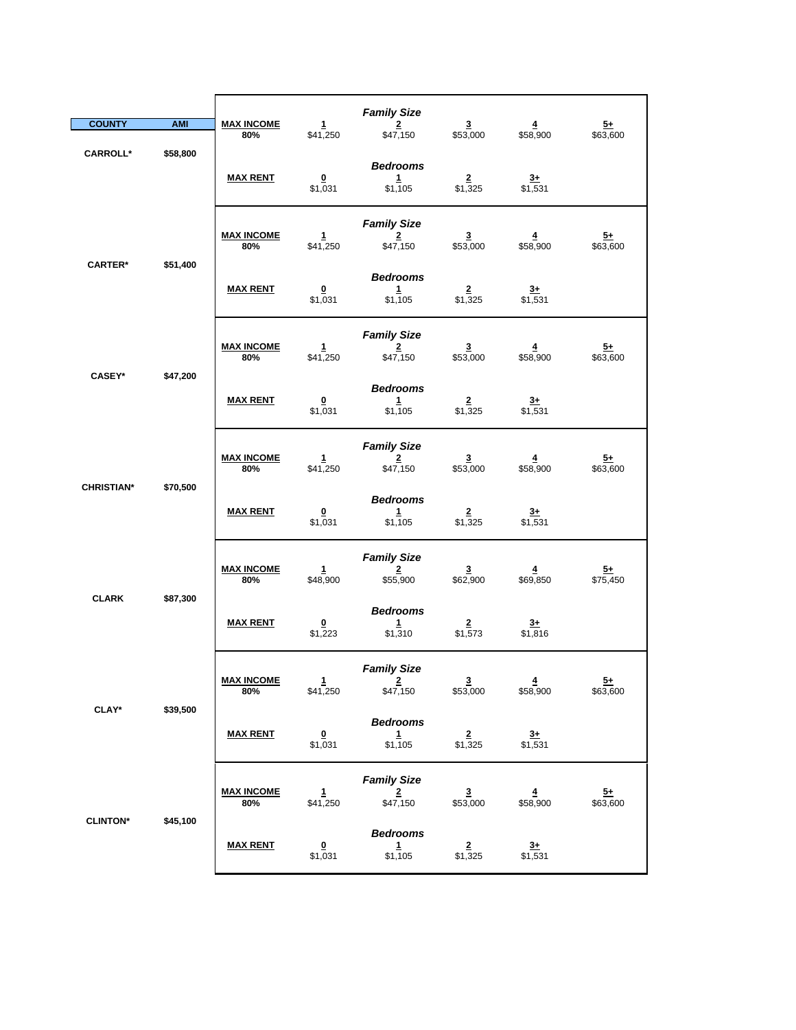| COUNTY | AMI | | | | | | |
|---|---|---|---|---|---|---|---|
| | | | | *Family Size* | | | |
| | | **MAX INCOME 80%** | **1** | **2** | **3** | **4** | **5+** |
| | | | $41,250 | $47,150 | $53,000 | $58,900 | $63,600 |
| **CARROLL*** | **$58,800** | | | *Bedrooms* | | | |
| | | **MAX RENT** | **0** | **1** | **2** | **3+** | |
| | | | $1,031 | $1,105 | $1,325 | $1,531 | |
| | | | | *Family Size* | | | |
| | | **MAX INCOME 80%** | **1** | **2** | **3** | **4** | **5+** |
| | | | $41,250 | $47,150 | $53,000 | $58,900 | $63,600 |
| **CARTER*** | **$51,400** | | | *Bedrooms* | | | |
| | | **MAX RENT** | **0** | **1** | **2** | **3+** | |
| | | | $1,031 | $1,105 | $1,325 | $1,531 | |
| | | | | *Family Size* | | | |
| | | **MAX INCOME 80%** | **1** | **2** | **3** | **4** | **5+** |
| | | | $41,250 | $47,150 | $53,000 | $58,900 | $63,600 |
| **CASEY*** | **$47,200** | | | *Bedrooms* | | | |
| | | **MAX RENT** | **0** | **1** | **2** | **3+** | |
| | | | $1,031 | $1,105 | $1,325 | $1,531 | |
| | | | | *Family Size* | | | |
| | | **MAX INCOME 80%** | **1** | **2** | **3** | **4** | **5+** |
| | | | $41,250 | $47,150 | $53,000 | $58,900 | $63,600 |
| **CHRISTIAN*** | **$70,500** | | | *Bedrooms* | | | |
| | | **MAX RENT** | **0** | **1** | **2** | **3+** | |
| | | | $1,031 | $1,105 | $1,325 | $1,531 | |
| | | | | *Family Size* | | | |
| | | **MAX INCOME 80%** | **1** | **2** | **3** | **4** | **5+** |
| | | | $48,900 | $55,900 | $62,900 | $69,850 | $75,450 |
| **CLARK** | **$87,300** | | | *Bedrooms* | | | |
| | | **MAX RENT** | **0** | **1** | **2** | **3+** | |
| | | | $1,223 | $1,310 | $1,573 | $1,816 | |
| | | | | *Family Size* | | | |
| | | **MAX INCOME 80%** | **1** | **2** | **3** | **4** | **5+** |
| | | | $41,250 | $47,150 | $53,000 | $58,900 | $63,600 |
| **CLAY*** | **$39,500** | | | *Bedrooms* | | | |
| | | **MAX RENT** | **0** | **1** | **2** | **3+** | |
| | | | $1,031 | $1,105 | $1,325 | $1,531 | |
| | | | | *Family Size* | | | |
| | | **MAX INCOME 80%** | **1** | **2** | **3** | **4** | **5+** |
| | | | $41,250 | $47,150 | $53,000 | $58,900 | $63,600 |
| **CLINTON*** | **$45,100** | | | *Bedrooms* | | | |
| | | **MAX RENT** | **0** | **1** | **2** | **3+** | |
| | | | $1,031 | $1,105 | $1,325 | $1,531 | |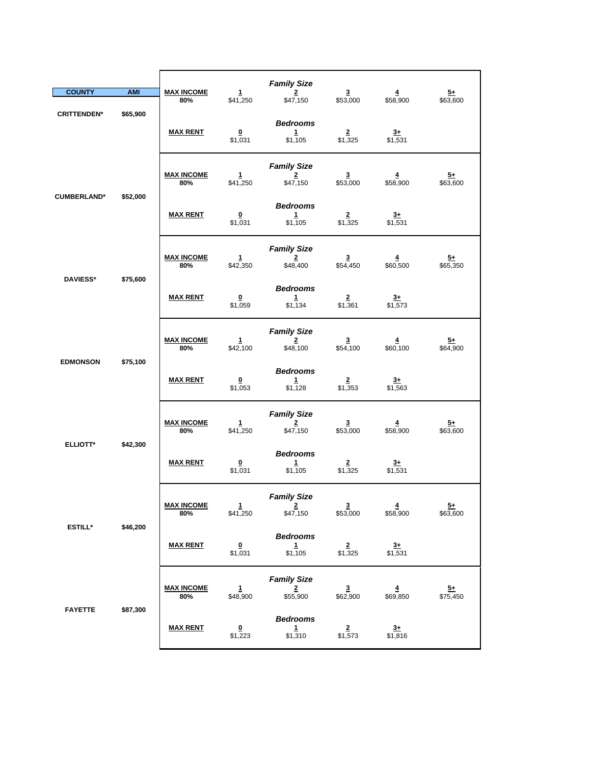| COUNTY | AMI | | | | | | |
|---|---|---|---|---|---|---|---|
| | | | | *Family Size* | | | |
| | | **MAX INCOME 80%** | 1 | 2 | 3 | 4 | 5+ |
| | | | $41,250 | $47,150 | $53,000 | $58,900 | $63,600 |
| **CRITTENDEN*** | $65,900 | | | | | | |
| | | | | *Bedrooms* | | | |
| | | **MAX RENT** | 0 | 1 | 2 | 3+ | |
| | | | $1,031 | $1,105 | $1,325 | $1,531 | |
| | | | | *Family Size* | | | |
| | | **MAX INCOME 80%** | 1 | 2 | 3 | 4 | 5+ |
| | | | $41,250 | $47,150 | $53,000 | $58,900 | $63,600 |
| **CUMBERLAND*** | $52,000 | | | | | | |
| | | | | *Bedrooms* | | | |
| | | **MAX RENT** | 0 | 1 | 2 | 3+ | |
| | | | $1,031 | $1,105 | $1,325 | $1,531 | |
| | | | | *Family Size* | | | |
| | | **MAX INCOME 80%** | 1 | 2 | 3 | 4 | 5+ |
| | | | $42,350 | $48,400 | $54,450 | $60,500 | $65,350 |
| **DAVIESS*** | $75,600 | | | | | | |
| | | | | *Bedrooms* | | | |
| | | **MAX RENT** | 0 | 1 | 2 | 3+ | |
| | | | $1,059 | $1,134 | $1,361 | $1,573 | |
| | | | | *Family Size* | | | |
| | | **MAX INCOME 80%** | 1 | 2 | 3 | 4 | 5+ |
| | | | $42,100 | $48,100 | $54,100 | $60,100 | $64,900 |
| **EDMONSON** | $75,100 | | | | | | |
| | | | | *Bedrooms* | | | |
| | | **MAX RENT** | 0 | 1 | 2 | 3+ | |
| | | | $1,053 | $1,128 | $1,353 | $1,563 | |
| | | | | *Family Size* | | | |
| | | **MAX INCOME 80%** | 1 | 2 | 3 | 4 | 5+ |
| | | | $41,250 | $47,150 | $53,000 | $58,900 | $63,600 |
| **ELLIOTT*** | $42,300 | | | | | | |
| | | | | *Bedrooms* | | | |
| | | **MAX RENT** | 0 | 1 | 2 | 3+ | |
| | | | $1,031 | $1,105 | $1,325 | $1,531 | |
| | | | | *Family Size* | | | |
| | | **MAX INCOME 80%** | 1 | 2 | 3 | 4 | 5+ |
| | | | $41,250 | $47,150 | $53,000 | $58,900 | $63,600 |
| **ESTILL*** | $46,200 | | | | | | |
| | | | | *Bedrooms* | | | |
| | | **MAX RENT** | 0 | 1 | 2 | 3+ | |
| | | | $1,031 | $1,105 | $1,325 | $1,531 | |
| | | | | *Family Size* | | | |
| | | **MAX INCOME 80%** | 1 | 2 | 3 | 4 | 5+ |
| | | | $48,900 | $55,900 | $62,900 | $69,850 | $75,450 |
| **FAYETTE** | $87,300 | | | | | | |
| | | | | *Bedrooms* | | | |
| | | **MAX RENT** | 0 | 1 | 2 | 3+ | |
| | | | $1,223 | $1,310 | $1,573 | $1,816 | |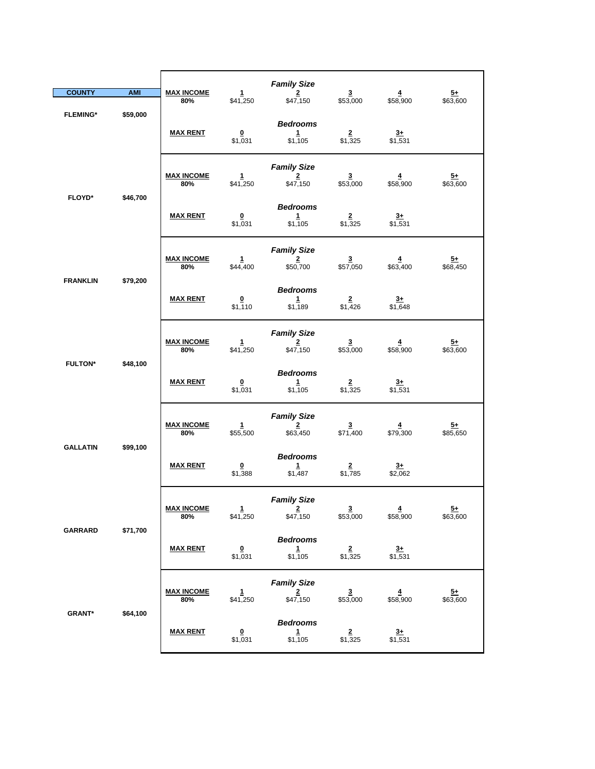| COUNTY | AMI | MAX INCOME 80% | Family Size 1 | 2 | 3 | 4 | 5+ |
|---|---|---|---|---|---|---|---|
| FLEMING* | $59,000 | MAX INCOME 80% | $41,250 | $47,150 | $53,000 | $58,900 | $63,600 |
| | | **MAX RENT** (Bedrooms) | 0: $1,031 | 1: $1,105 | 2: $1,325 | 3+: $1,531 | |
| FLOYD* | $46,700 | MAX INCOME 80% | $41,250 | $47,150 | $53,000 | $58,900 | $63,600 |
| | | **MAX RENT** (Bedrooms) | 0: $1,031 | 1: $1,105 | 2: $1,325 | 3+: $1,531 | |
| FRANKLIN | $79,200 | MAX INCOME 80% | $44,400 | $50,700 | $57,050 | $63,400 | $68,450 |
| | | **MAX RENT** (Bedrooms) | 0: $1,110 | 1: $1,189 | 2: $1,426 | 3+: $1,648 | |
| FULTON* | $48,100 | MAX INCOME 80% | $41,250 | $47,150 | $53,000 | $58,900 | $63,600 |
| | | **MAX RENT** (Bedrooms) | 0: $1,031 | 1: $1,105 | 2: $1,325 | 3+: $1,531 | |
| GALLATIN | $99,100 | MAX INCOME 80% | $55,500 | $63,450 | $71,400 | $79,300 | $85,650 |
| | | **MAX RENT** (Bedrooms) | 0: $1,388 | 1: $1,487 | 2: $1,785 | 3+: $2,062 | |
| GARRARD | $71,700 | MAX INCOME 80% | $41,250 | $47,150 | $53,000 | $58,900 | $63,600 |
| | | **MAX RENT** (Bedrooms) | 0: $1,031 | 1: $1,105 | 2: $1,325 | 3+: $1,531 | |
| GRANT* | $64,100 | MAX INCOME 80% | $41,250 | $47,150 | $53,000 | $58,900 | $63,600 |
| | | **MAX RENT** (Bedrooms) | 0: $1,031 | 1: $1,105 | 2: $1,325 | 3+: $1,531 | |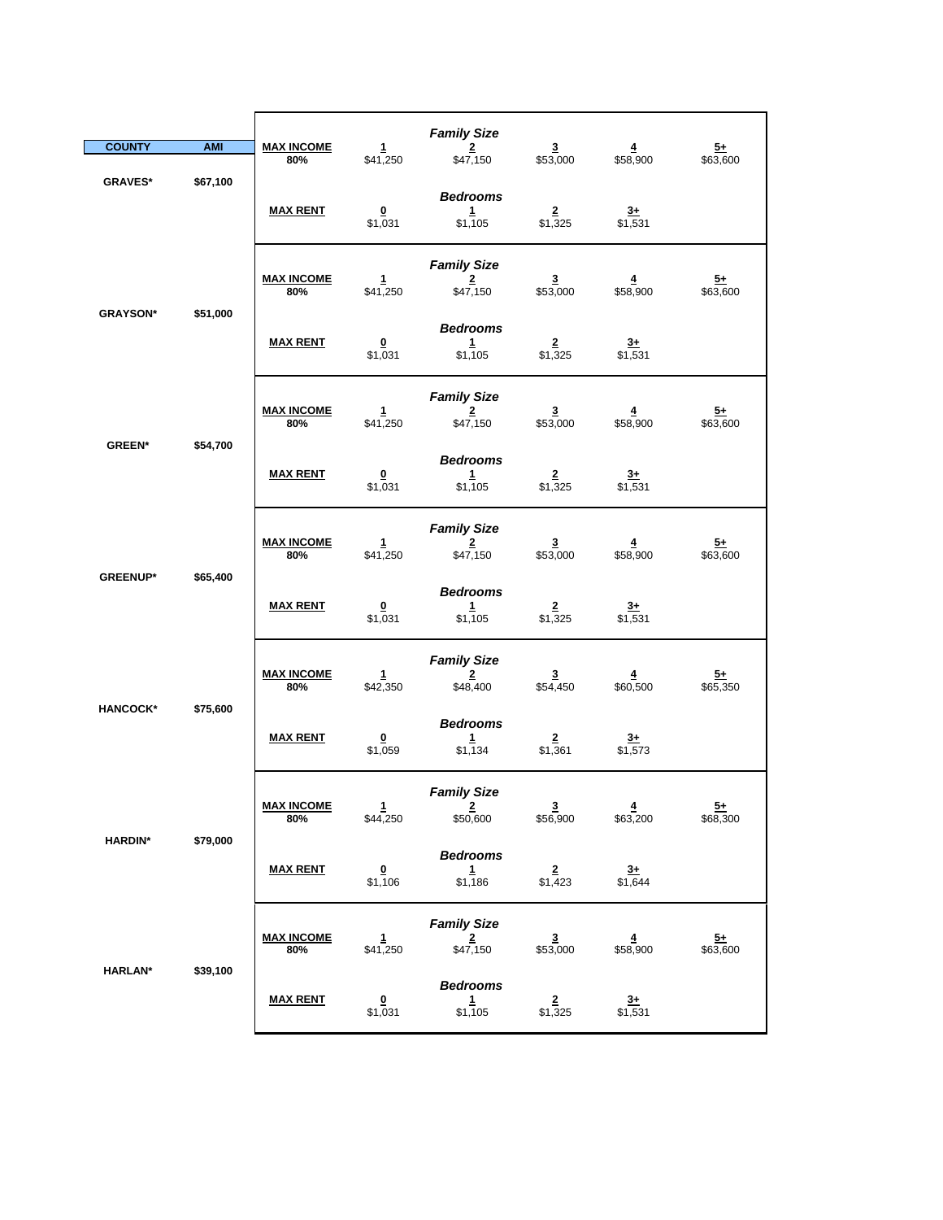| COUNTY | AMI | | | | | | |
|---|---|---|---|---|---|---|---|
| | | | | *Family Size* | | | |
| | | **MAX INCOME 80%** | **1** | **2** | **3** | **4** | **5+** |
| | | | $41,250 | $47,150 | $53,000 | $58,900 | $63,600 |
| **GRAVES*** | **$67,100** | | | *Bedrooms* | | | |
| | | **MAX RENT** | **0** | **1** | **2** | **3+** | |
| | | | $1,031 | $1,105 | $1,325 | $1,531 | |
| | | | | *Family Size* | | | |
| | | **MAX INCOME 80%** | **1** | **2** | **3** | **4** | **5+** |
| | | | $41,250 | $47,150 | $53,000 | $58,900 | $63,600 |
| **GRAYSON*** | **$51,000** | | | *Bedrooms* | | | |
| | | **MAX RENT** | **0** | **1** | **2** | **3+** | |
| | | | $1,031 | $1,105 | $1,325 | $1,531 | |
| | | | | *Family Size* | | | |
| | | **MAX INCOME 80%** | **1** | **2** | **3** | **4** | **5+** |
| | | | $41,250 | $47,150 | $53,000 | $58,900 | $63,600 |
| **GREEN*** | **$54,700** | | | *Bedrooms* | | | |
| | | **MAX RENT** | **0** | **1** | **2** | **3+** | |
| | | | $1,031 | $1,105 | $1,325 | $1,531 | |
| | | | | *Family Size* | | | |
| | | **MAX INCOME 80%** | **1** | **2** | **3** | **4** | **5+** |
| | | | $41,250 | $47,150 | $53,000 | $58,900 | $63,600 |
| **GREENUP*** | **$65,400** | | | *Bedrooms* | | | |
| | | **MAX RENT** | **0** | **1** | **2** | **3+** | |
| | | | $1,031 | $1,105 | $1,325 | $1,531 | |
| | | | | *Family Size* | | | |
| | | **MAX INCOME 80%** | **1** | **2** | **3** | **4** | **5+** |
| | | | $42,350 | $48,400 | $54,450 | $60,500 | $65,350 |
| **HANCOCK*** | **$75,600** | | | *Bedrooms* | | | |
| | | **MAX RENT** | **0** | **1** | **2** | **3+** | |
| | | | $1,059 | $1,134 | $1,361 | $1,573 | |
| | | | | *Family Size* | | | |
| | | **MAX INCOME 80%** | **1** | **2** | **3** | **4** | **5+** |
| | | | $44,250 | $50,600 | $56,900 | $63,200 | $68,300 |
| **HARDIN*** | **$79,000** | | | *Bedrooms* | | | |
| | | **MAX RENT** | **0** | **1** | **2** | **3+** | |
| | | | $1,106 | $1,186 | $1,423 | $1,644 | |
| | | | | *Family Size* | | | |
| | | **MAX INCOME 80%** | **1** | **2** | **3** | **4** | **5+** |
| | | | $41,250 | $47,150 | $53,000 | $58,900 | $63,600 |
| **HARLAN*** | **$39,100** | | | *Bedrooms* | | | |
| | | **MAX RENT** | **0** | **1** | **2** | **3+** | |
| | | | $1,031 | $1,105 | $1,325 | $1,531 | |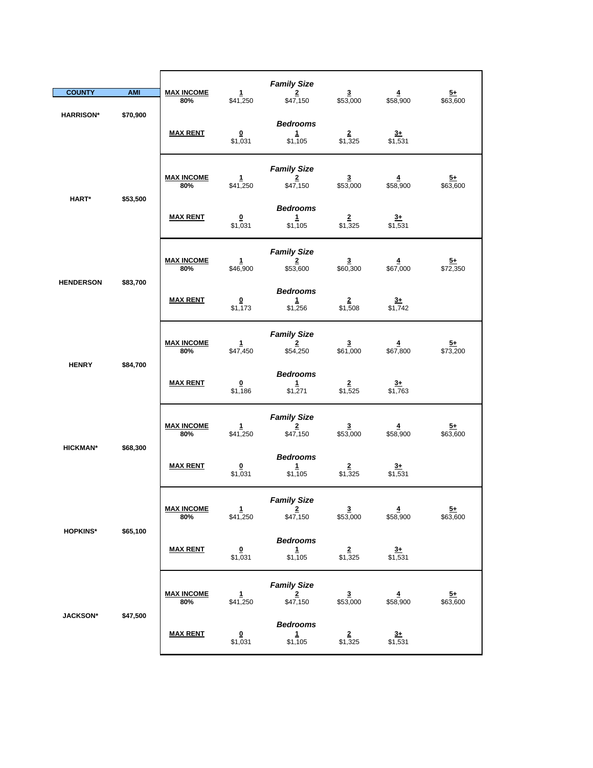| COUNTY | AMI | | | | | | |
|---|---|---|---|---|---|---|---|
| | | | | ***Family Size*** | | | |
| | | **MAX INCOME 80%** | 1 | 2 | 3 | 4 | 5+ |
| | | | $41,250 | $47,150 | $53,000 | $58,900 | $63,600 |
| **HARRISON*** | **$70,900** | | | ***Bedrooms*** | | | |
| | | **MAX RENT** | 0 | 1 | 2 | 3+ | |
| | | | $1,031 | $1,105 | $1,325 | $1,531 | |
| | | | | ***Family Size*** | | | |
| | | **MAX INCOME 80%** | 1 | 2 | 3 | 4 | 5+ |
| | | | $41,250 | $47,150 | $53,000 | $58,900 | $63,600 |
| **HART*** | **$53,500** | | | ***Bedrooms*** | | | |
| | | **MAX RENT** | 0 | 1 | 2 | 3+ | |
| | | | $1,031 | $1,105 | $1,325 | $1,531 | |
| | | | | ***Family Size*** | | | |
| | | **MAX INCOME 80%** | 1 | 2 | 3 | 4 | 5+ |
| | | | $46,900 | $53,600 | $60,300 | $67,000 | $72,350 |
| **HENDERSON** | **$83,700** | | | ***Bedrooms*** | | | |
| | | **MAX RENT** | 0 | 1 | 2 | 3+ | |
| | | | $1,173 | $1,256 | $1,508 | $1,742 | |
| | | | | ***Family Size*** | | | |
| | | **MAX INCOME 80%** | 1 | 2 | 3 | 4 | 5+ |
| | | | $47,450 | $54,250 | $61,000 | $67,800 | $73,200 |
| **HENRY** | **$84,700** | | | ***Bedrooms*** | | | |
| | | **MAX RENT** | 0 | 1 | 2 | 3+ | |
| | | | $1,186 | $1,271 | $1,525 | $1,763 | |
| | | | | ***Family Size*** | | | |
| | | **MAX INCOME 80%** | 1 | 2 | 3 | 4 | 5+ |
| | | | $41,250 | $47,150 | $53,000 | $58,900 | $63,600 |
| **HICKMAN*** | **$68,300** | | | ***Bedrooms*** | | | |
| | | **MAX RENT** | 0 | 1 | 2 | 3+ | |
| | | | $1,031 | $1,105 | $1,325 | $1,531 | |
| | | | | ***Family Size*** | | | |
| | | **MAX INCOME 80%** | 1 | 2 | 3 | 4 | 5+ |
| | | | $41,250 | $47,150 | $53,000 | $58,900 | $63,600 |
| **HOPKINS*** | **$65,100** | | | ***Bedrooms*** | | | |
| | | **MAX RENT** | 0 | 1 | 2 | 3+ | |
| | | | $1,031 | $1,105 | $1,325 | $1,531 | |
| | | | | ***Family Size*** | | | |
| | | **MAX INCOME 80%** | 1 | 2 | 3 | 4 | 5+ |
| | | | $41,250 | $47,150 | $53,000 | $58,900 | $63,600 |
| **JACKSON*** | **$47,500** | | | ***Bedrooms*** | | | |
| | | **MAX RENT** | 0 | 1 | 2 | 3+ | |
| | | | $1,031 | $1,105 | $1,325 | $1,531 | |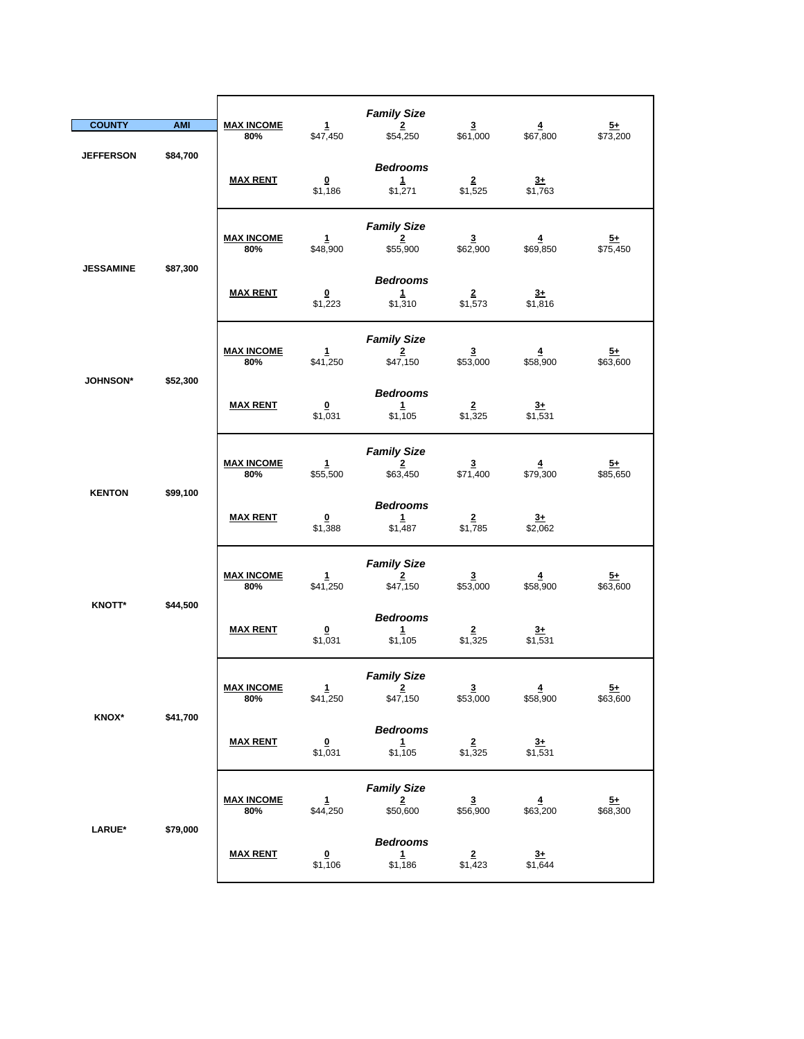| COUNTY | AMI | MAX INCOME 80% | 1 | 2 | 3 | 4 | 5+ |
|---|---|---|---|---|---|---|---|
| | | | *Family Size* | | | | |
| JEFFERSON | $84,700 | MAX INCOME 80% | $47,450 | $54,250 | $61,000 | $67,800 | $73,200 |
| | | | *Bedrooms* | | | | |
| | | MAX RENT | 0 | 1 | 2 | 3+ | |
| | | | $1,186 | $1,271 | $1,525 | $1,763 | |
| | | | *Family Size* | | | | |
| | | MAX INCOME 80% | 1 | 2 | 3 | 4 | 5+ |
| JESSAMINE | $87,300 | | $48,900 | $55,900 | $62,900 | $69,850 | $75,450 |
| | | | *Bedrooms* | | | | |
| | | MAX RENT | 0 | 1 | 2 | 3+ | |
| | | | $1,223 | $1,310 | $1,573 | $1,816 | |
| | | | *Family Size* | | | | |
| | | MAX INCOME 80% | 1 | 2 | 3 | 4 | 5+ |
| JOHNSON* | $52,300 | | $41,250 | $47,150 | $53,000 | $58,900 | $63,600 |
| | | | *Bedrooms* | | | | |
| | | MAX RENT | 0 | 1 | 2 | 3+ | |
| | | | $1,031 | $1,105 | $1,325 | $1,531 | |
| | | | *Family Size* | | | | |
| | | MAX INCOME 80% | 1 | 2 | 3 | 4 | 5+ |
| KENTON | $99,100 | | $55,500 | $63,450 | $71,400 | $79,300 | $85,650 |
| | | | *Bedrooms* | | | | |
| | | MAX RENT | 0 | 1 | 2 | 3+ | |
| | | | $1,388 | $1,487 | $1,785 | $2,062 | |
| | | | *Family Size* | | | | |
| | | MAX INCOME 80% | 1 | 2 | 3 | 4 | 5+ |
| KNOTT* | $44,500 | | $41,250 | $47,150 | $53,000 | $58,900 | $63,600 |
| | | | *Bedrooms* | | | | |
| | | MAX RENT | 0 | 1 | 2 | 3+ | |
| | | | $1,031 | $1,105 | $1,325 | $1,531 | |
| | | | *Family Size* | | | | |
| | | MAX INCOME 80% | 1 | 2 | 3 | 4 | 5+ |
| KNOX* | $41,700 | | $41,250 | $47,150 | $53,000 | $58,900 | $63,600 |
| | | | *Bedrooms* | | | | |
| | | MAX RENT | 0 | 1 | 2 | 3+ | |
| | | | $1,031 | $1,105 | $1,325 | $1,531 | |
| | | | *Family Size* | | | | |
| | | MAX INCOME 80% | 1 | 2 | 3 | 4 | 5+ |
| LARUE* | $79,000 | | $44,250 | $50,600 | $56,900 | $63,200 | $68,300 |
| | | | *Bedrooms* | | | | |
| | | MAX RENT | 0 | 1 | 2 | 3+ | |
| | | | $1,106 | $1,186 | $1,423 | $1,644 | |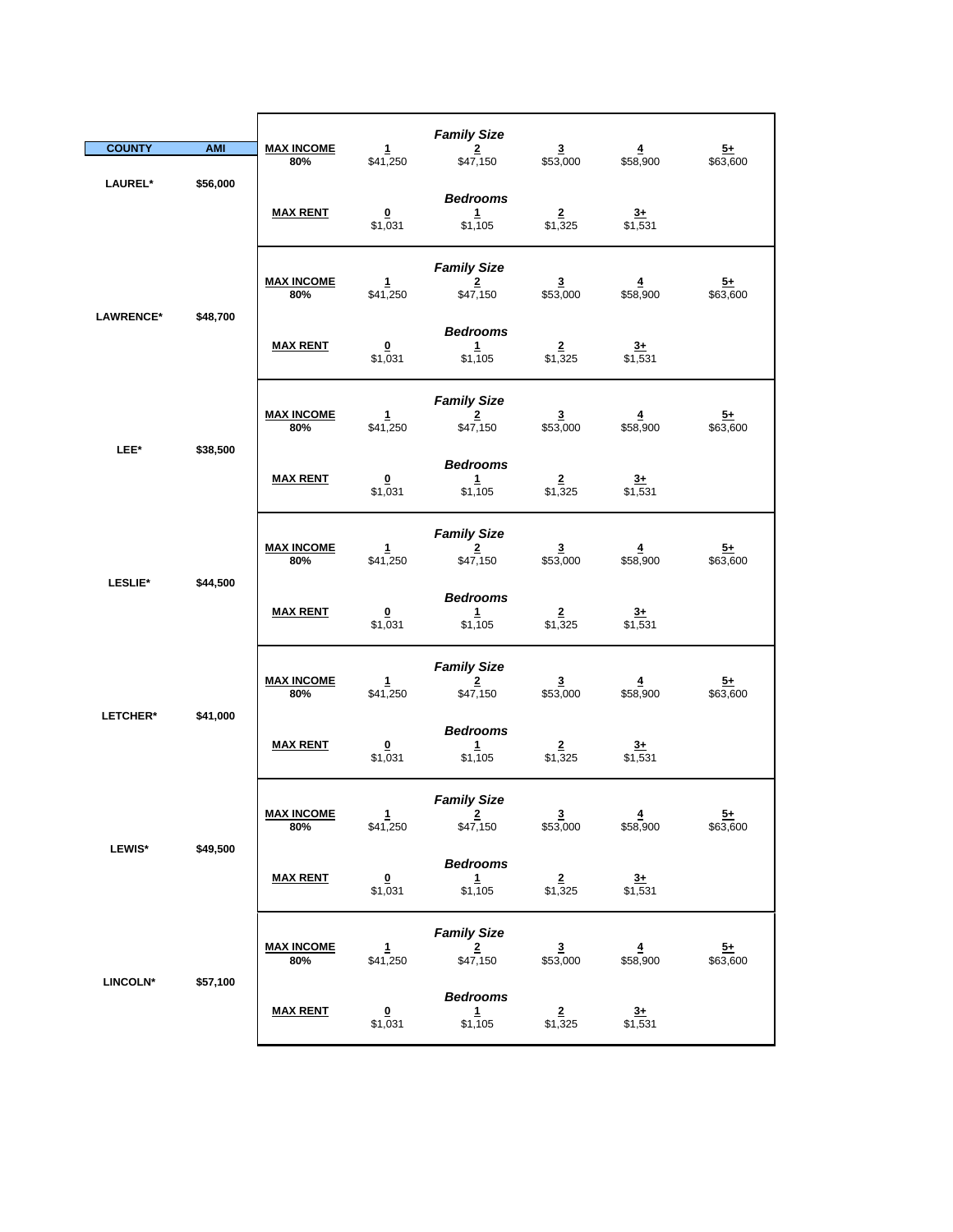| COUNTY | AMI | | | | | | |
|---|---|---|---|---|---|---|---|
| | | | | *Family Size* | | | |
| | | **MAX INCOME** 80% | 1 | 2 | 3 | 4 | 5+ |
| | | | $41,250 | $47,150 | $53,000 | $58,900 | $63,600 |
| **LAUREL*** | **$56,000** | | | *Bedrooms* | | | |
| | | **MAX RENT** | 0 | 1 | 2 | 3+ | |
| | | | $1,031 | $1,105 | $1,325 | $1,531 | |
| | | | | *Family Size* | | | |
| | | **MAX INCOME** 80% | 1 | 2 | 3 | 4 | 5+ |
| | | | $41,250 | $47,150 | $53,000 | $58,900 | $63,600 |
| **LAWRENCE*** | **$48,700** | | | *Bedrooms* | | | |
| | | **MAX RENT** | 0 | 1 | 2 | 3+ | |
| | | | $1,031 | $1,105 | $1,325 | $1,531 | |
| | | | | *Family Size* | | | |
| | | **MAX INCOME** 80% | 1 | 2 | 3 | 4 | 5+ |
| | | | $41,250 | $47,150 | $53,000 | $58,900 | $63,600 |
| **LEE*** | **$38,500** | | | *Bedrooms* | | | |
| | | **MAX RENT** | 0 | 1 | 2 | 3+ | |
| | | | $1,031 | $1,105 | $1,325 | $1,531 | |
| | | | | *Family Size* | | | |
| | | **MAX INCOME** 80% | 1 | 2 | 3 | 4 | 5+ |
| | | | $41,250 | $47,150 | $53,000 | $58,900 | $63,600 |
| **LESLIE*** | **$44,500** | | | *Bedrooms* | | | |
| | | **MAX RENT** | 0 | 1 | 2 | 3+ | |
| | | | $1,031 | $1,105 | $1,325 | $1,531 | |
| | | | | *Family Size* | | | |
| | | **MAX INCOME** 80% | 1 | 2 | 3 | 4 | 5+ |
| | | | $41,250 | $47,150 | $53,000 | $58,900 | $63,600 |
| **LETCHER*** | **$41,000** | | | *Bedrooms* | | | |
| | | **MAX RENT** | 0 | 1 | 2 | 3+ | |
| | | | $1,031 | $1,105 | $1,325 | $1,531 | |
| | | | | *Family Size* | | | |
| | | **MAX INCOME** 80% | 1 | 2 | 3 | 4 | 5+ |
| | | | $41,250 | $47,150 | $53,000 | $58,900 | $63,600 |
| **LEWIS*** | **$49,500** | | | *Bedrooms* | | | |
| | | **MAX RENT** | 0 | 1 | 2 | 3+ | |
| | | | $1,031 | $1,105 | $1,325 | $1,531 | |
| | | | | *Family Size* | | | |
| | | **MAX INCOME** 80% | 1 | 2 | 3 | 4 | 5+ |
| | | | $41,250 | $47,150 | $53,000 | $58,900 | $63,600 |
| **LINCOLN*** | **$57,100** | | | *Bedrooms* | | | |
| | | **MAX RENT** | 0 | 1 | 2 | 3+ | |
| | | | $1,031 | $1,105 | $1,325 | $1,531 | |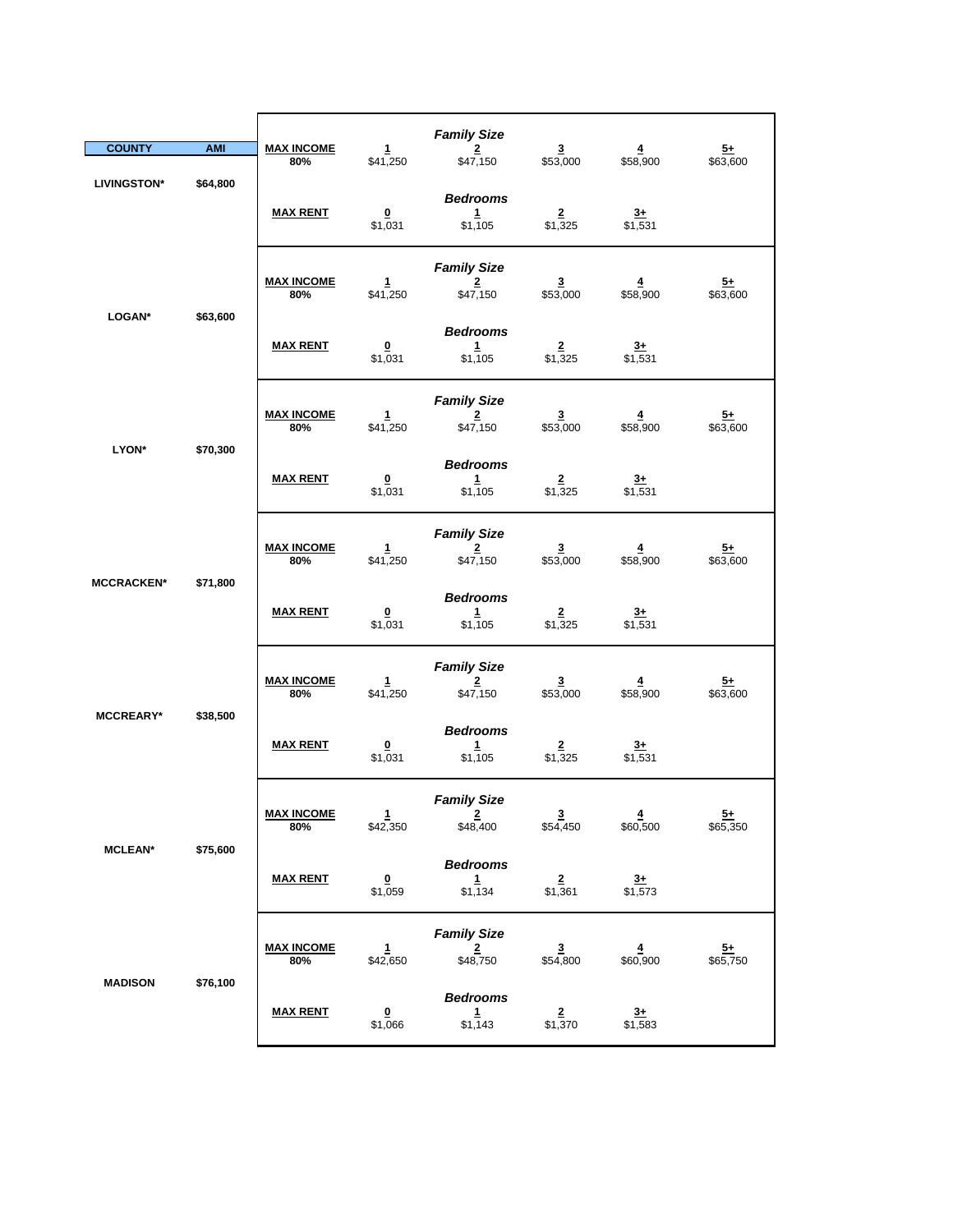| COUNTY | AMI | | | | *Family Size* | | | |
|---|---|---|---|---|---|---|---|---|
| | | **MAX INCOME 80%** | **1** | **2** | **3** | **4** | **5+** |
| LIVINGSTON* | $64,800 | | $41,250 | $47,150 | $53,000 | $58,900 | $63,600 |
| | | | | *Bedrooms* | | | |
| | | **MAX RENT** | **0** | **1** | **2** | **3+** | |
| | | | $1,031 | $1,105 | $1,325 | $1,531 | |
| | | | | *Family Size* | | | |
| | | **MAX INCOME 80%** | **1** | **2** | **3** | **4** | **5+** |
| LOGAN* | $63,600 | | $41,250 | $47,150 | $53,000 | $58,900 | $63,600 |
| | | | | *Bedrooms* | | | |
| | | **MAX RENT** | **0** | **1** | **2** | **3+** | |
| | | | $1,031 | $1,105 | $1,325 | $1,531 | |
| | | | | *Family Size* | | | |
| | | **MAX INCOME 80%** | **1** | **2** | **3** | **4** | **5+** |
| LYON* | $70,300 | | $41,250 | $47,150 | $53,000 | $58,900 | $63,600 |
| | | | | *Bedrooms* | | | |
| | | **MAX RENT** | **0** | **1** | **2** | **3+** | |
| | | | $1,031 | $1,105 | $1,325 | $1,531 | |
| | | | | *Family Size* | | | |
| | | **MAX INCOME 80%** | **1** | **2** | **3** | **4** | **5+** |
| MCCRACKEN* | $71,800 | | $41,250 | $47,150 | $53,000 | $58,900 | $63,600 |
| | | | | *Bedrooms* | | | |
| | | **MAX RENT** | **0** | **1** | **2** | **3+** | |
| | | | $1,031 | $1,105 | $1,325 | $1,531 | |
| | | | | *Family Size* | | | |
| | | **MAX INCOME 80%** | **1** | **2** | **3** | **4** | **5+** |
| MCCREARY* | $38,500 | | $41,250 | $47,150 | $53,000 | $58,900 | $63,600 |
| | | | | *Bedrooms* | | | |
| | | **MAX RENT** | **0** | **1** | **2** | **3+** | |
| | | | $1,031 | $1,105 | $1,325 | $1,531 | |
| | | | | *Family Size* | | | |
| | | **MAX INCOME 80%** | **1** | **2** | **3** | **4** | **5+** |
| MCLEAN* | $75,600 | | $42,350 | $48,400 | $54,450 | $60,500 | $65,350 |
| | | | | *Bedrooms* | | | |
| | | **MAX RENT** | **0** | **1** | **2** | **3+** | |
| | | | $1,059 | $1,134 | $1,361 | $1,573 | |
| | | | | *Family Size* | | | |
| | | **MAX INCOME 80%** | **1** | **2** | **3** | **4** | **5+** |
| MADISON | $76,100 | | $42,650 | $48,750 | $54,800 | $60,900 | $65,750 |
| | | | | *Bedrooms* | | | |
| | | **MAX RENT** | **0** | **1** | **2** | **3+** | |
| | | | $1,066 | $1,143 | $1,370 | $1,583 | |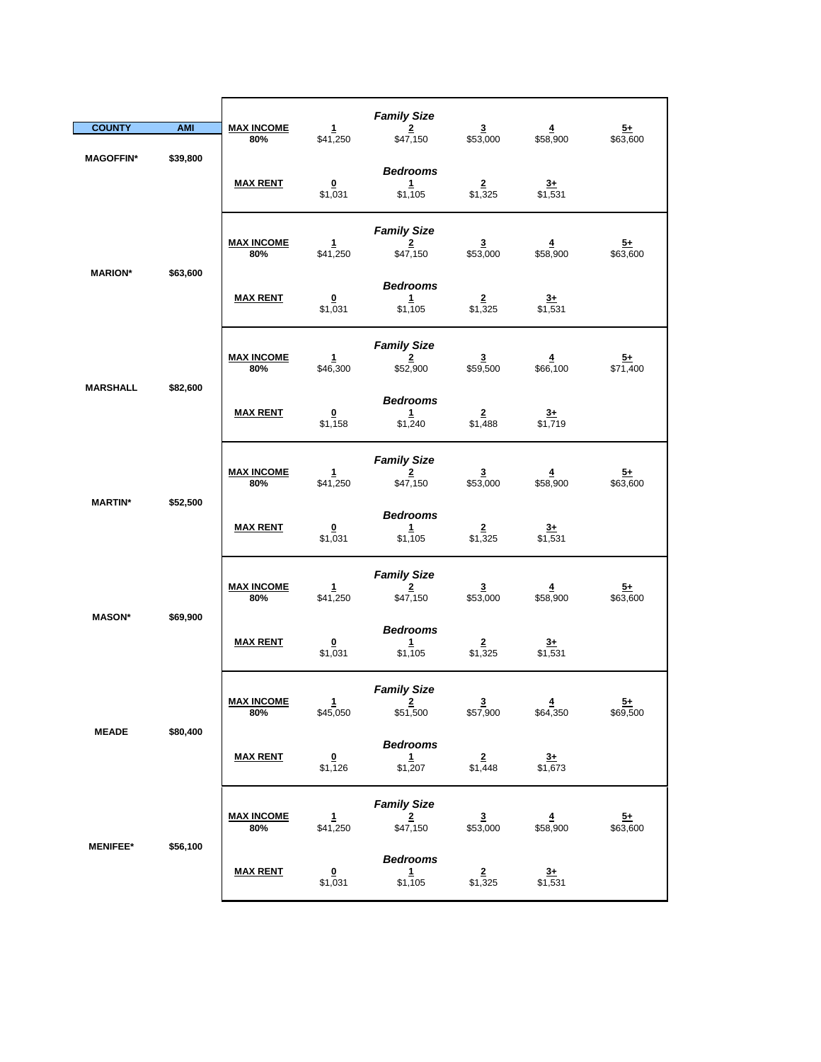| COUNTY | AMI | | | | | | |
|---|---|---|---|---|---|---|---|
| | | | | *Family Size* | | | |
| | | MAX INCOME 80% | 1 | 2 | 3 | 4 | 5+ |
| | | | $41,250 | $47,150 | $53,000 | $58,900 | $63,600 |
| MAGOFFIN* | $39,800 | | | *Bedrooms* | | | |
| | | MAX RENT | 0 | 1 | 2 | 3+ | |
| | | | $1,031 | $1,105 | $1,325 | $1,531 | |
| | | | | *Family Size* | | | |
| | | MAX INCOME 80% | 1 | 2 | 3 | 4 | 5+ |
| | | | $41,250 | $47,150 | $53,000 | $58,900 | $63,600 |
| MARION* | $63,600 | | | *Bedrooms* | | | |
| | | MAX RENT | 0 | 1 | 2 | 3+ | |
| | | | $1,031 | $1,105 | $1,325 | $1,531 | |
| | | | | *Family Size* | | | |
| | | MAX INCOME 80% | 1 | 2 | 3 | 4 | 5+ |
| | | | $46,300 | $52,900 | $59,500 | $66,100 | $71,400 |
| MARSHALL | $82,600 | | | *Bedrooms* | | | |
| | | MAX RENT | 0 | 1 | 2 | 3+ | |
| | | | $1,158 | $1,240 | $1,488 | $1,719 | |
| | | | | *Family Size* | | | |
| | | MAX INCOME 80% | 1 | 2 | 3 | 4 | 5+ |
| | | | $41,250 | $47,150 | $53,000 | $58,900 | $63,600 |
| MARTIN* | $52,500 | | | *Bedrooms* | | | |
| | | MAX RENT | 0 | 1 | 2 | 3+ | |
| | | | $1,031 | $1,105 | $1,325 | $1,531 | |
| | | | | *Family Size* | | | |
| | | MAX INCOME 80% | 1 | 2 | 3 | 4 | 5+ |
| | | | $41,250 | $47,150 | $53,000 | $58,900 | $63,600 |
| MASON* | $69,900 | | | *Bedrooms* | | | |
| | | MAX RENT | 0 | 1 | 2 | 3+ | |
| | | | $1,031 | $1,105 | $1,325 | $1,531 | |
| | | | | *Family Size* | | | |
| | | MAX INCOME 80% | 1 | 2 | 3 | 4 | 5+ |
| | | | $45,050 | $51,500 | $57,900 | $64,350 | $69,500 |
| MEADE | $80,400 | | | *Bedrooms* | | | |
| | | MAX RENT | 0 | 1 | 2 | 3+ | |
| | | | $1,126 | $1,207 | $1,448 | $1,673 | |
| | | | | *Family Size* | | | |
| | | MAX INCOME 80% | 1 | 2 | 3 | 4 | 5+ |
| | | | $41,250 | $47,150 | $53,000 | $58,900 | $63,600 |
| MENIFEE* | $56,100 | | | *Bedrooms* | | | |
| | | MAX RENT | 0 | 1 | 2 | 3+ | |
| | | | $1,031 | $1,105 | $1,325 | $1,531 | |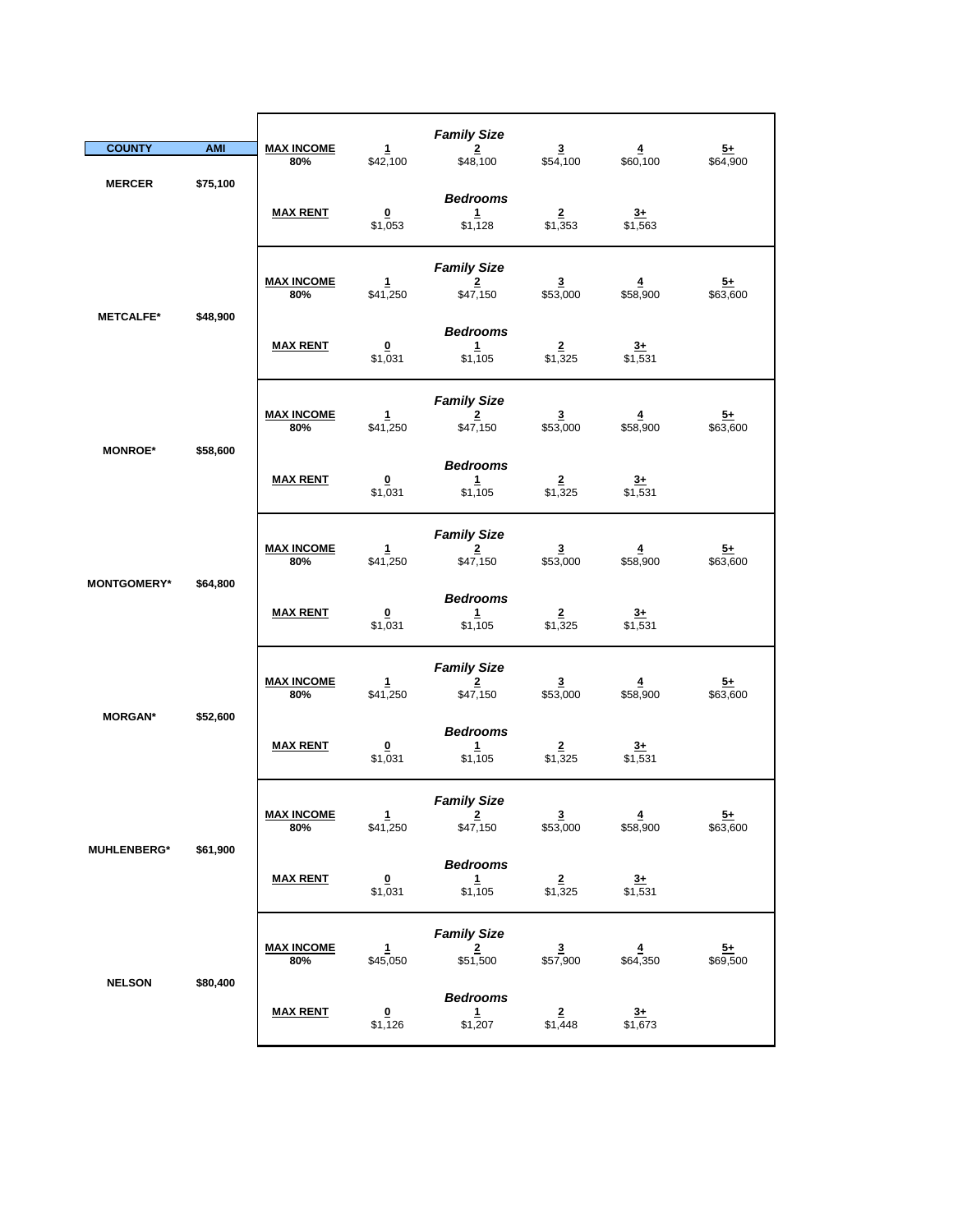| COUNTY | AMI | | | | | | |
|---|---|---|---|---|---|---|---|
| | | | | *Family Size* | | | |
| | | **MAX INCOME** 80% | 1 | 2 | 3 | 4 | 5+ |
| MERCER | $75,100 | | $42,100 | $48,100 | $54,100 | $60,100 | $64,900 |
| | | | | *Bedrooms* | | | |
| | | **MAX RENT** | 0 | 1 | 2 | 3+ | |
| | | | $1,053 | $1,128 | $1,353 | $1,563 | |
| | | | | *Family Size* | | | |
| | | **MAX INCOME** 80% | 1 | 2 | 3 | 4 | 5+ |
| METCALFE* | $48,900 | | $41,250 | $47,150 | $53,000 | $58,900 | $63,600 |
| | | | | *Bedrooms* | | | |
| | | **MAX RENT** | 0 | 1 | 2 | 3+ | |
| | | | $1,031 | $1,105 | $1,325 | $1,531 | |
| | | | | *Family Size* | | | |
| | | **MAX INCOME** 80% | 1 | 2 | 3 | 4 | 5+ |
| MONROE* | $58,600 | | $41,250 | $47,150 | $53,000 | $58,900 | $63,600 |
| | | | | *Bedrooms* | | | |
| | | **MAX RENT** | 0 | 1 | 2 | 3+ | |
| | | | $1,031 | $1,105 | $1,325 | $1,531 | |
| | | | | *Family Size* | | | |
| | | **MAX INCOME** 80% | 1 | 2 | 3 | 4 | 5+ |
| MONTGOMERY* | $64,800 | | $41,250 | $47,150 | $53,000 | $58,900 | $63,600 |
| | | | | *Bedrooms* | | | |
| | | **MAX RENT** | 0 | 1 | 2 | 3+ | |
| | | | $1,031 | $1,105 | $1,325 | $1,531 | |
| | | | | *Family Size* | | | |
| | | **MAX INCOME** 80% | 1 | 2 | 3 | 4 | 5+ |
| MORGAN* | $52,600 | | $41,250 | $47,150 | $53,000 | $58,900 | $63,600 |
| | | | | *Bedrooms* | | | |
| | | **MAX RENT** | 0 | 1 | 2 | 3+ | |
| | | | $1,031 | $1,105 | $1,325 | $1,531 | |
| | | | | *Family Size* | | | |
| | | **MAX INCOME** 80% | 1 | 2 | 3 | 4 | 5+ |
| MUHLENBERG* | $61,900 | | $41,250 | $47,150 | $53,000 | $58,900 | $63,600 |
| | | | | *Bedrooms* | | | |
| | | **MAX RENT** | 0 | 1 | 2 | 3+ | |
| | | | $1,031 | $1,105 | $1,325 | $1,531 | |
| | | | | *Family Size* | | | |
| | | **MAX INCOME** 80% | 1 | 2 | 3 | 4 | 5+ |
| NELSON | $80,400 | | $45,050 | $51,500 | $57,900 | $64,350 | $69,500 |
| | | | | *Bedrooms* | | | |
| | | **MAX RENT** | 0 | 1 | 2 | 3+ | |
| | | | $1,126 | $1,207 | $1,448 | $1,673 | |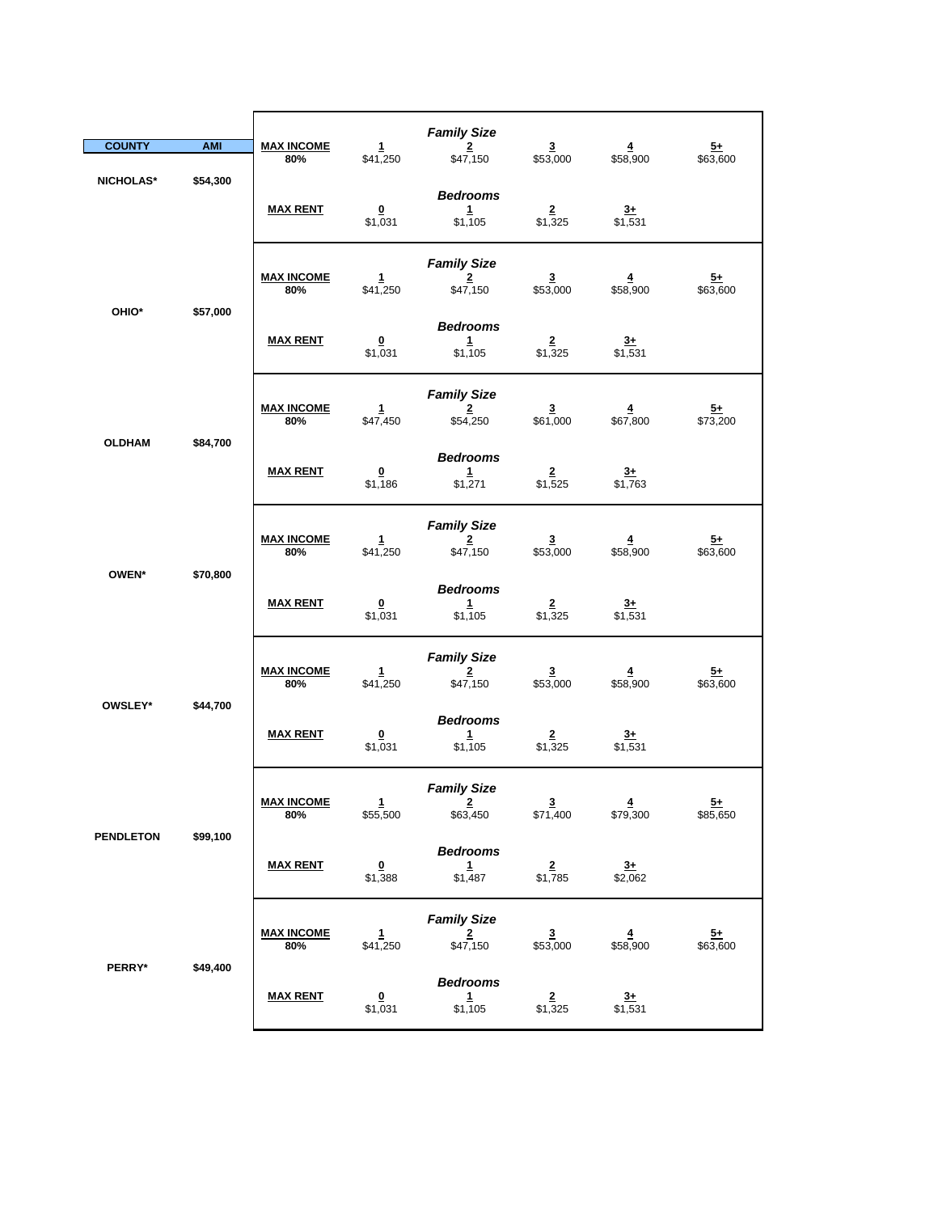| COUNTY | AMI | | | | | | | |
|---|---|---|---|---|---|---|---|---|
| | | | | | *Family Size* | | | |
| | | **MAX INCOME 80%** | 1 | 2 | 3 | 4 | 5+ |
| | | | $41,250 | $47,150 | $53,000 | $58,900 | $63,600 |
| NICHOLAS* | $54,300 | | | | | | |
| | | | | *Bedrooms* | | | |
| | | **MAX RENT** | 0 | 1 | 2 | 3+ | |
| | | | $1,031 | $1,105 | $1,325 | $1,531 | |
| | | | | *Family Size* | | | |
| | | **MAX INCOME 80%** | 1 | 2 | 3 | 4 | 5+ |
| | | | $41,250 | $47,150 | $53,000 | $58,900 | $63,600 |
| OHIO* | $57,000 | | | | | | |
| | | | | *Bedrooms* | | | |
| | | **MAX RENT** | 0 | 1 | 2 | 3+ | |
| | | | $1,031 | $1,105 | $1,325 | $1,531 | |
| | | | | *Family Size* | | | |
| | | **MAX INCOME 80%** | 1 | 2 | 3 | 4 | 5+ |
| | | | $47,450 | $54,250 | $61,000 | $67,800 | $73,200 |
| OLDHAM | $84,700 | | | | | | |
| | | | | *Bedrooms* | | | |
| | | **MAX RENT** | 0 | 1 | 2 | 3+ | |
| | | | $1,186 | $1,271 | $1,525 | $1,763 | |
| | | | | *Family Size* | | | |
| | | **MAX INCOME 80%** | 1 | 2 | 3 | 4 | 5+ |
| | | | $41,250 | $47,150 | $53,000 | $58,900 | $63,600 |
| OWEN* | $70,800 | | | | | | |
| | | | | *Bedrooms* | | | |
| | | **MAX RENT** | 0 | 1 | 2 | 3+ | |
| | | | $1,031 | $1,105 | $1,325 | $1,531 | |
| | | | | *Family Size* | | | |
| | | **MAX INCOME 80%** | 1 | 2 | 3 | 4 | 5+ |
| | | | $41,250 | $47,150 | $53,000 | $58,900 | $63,600 |
| OWSLEY* | $44,700 | | | | | | |
| | | | | *Bedrooms* | | | |
| | | **MAX RENT** | 0 | 1 | 2 | 3+ | |
| | | | $1,031 | $1,105 | $1,325 | $1,531 | |
| | | | | *Family Size* | | | |
| | | **MAX INCOME 80%** | 1 | 2 | 3 | 4 | 5+ |
| | | | $55,500 | $63,450 | $71,400 | $79,300 | $85,650 |
| PENDLETON | $99,100 | | | | | | |
| | | | | *Bedrooms* | | | |
| | | **MAX RENT** | 0 | 1 | 2 | 3+ | |
| | | | $1,388 | $1,487 | $1,785 | $2,062 | |
| | | | | *Family Size* | | | |
| | | **MAX INCOME 80%** | 1 | 2 | 3 | 4 | 5+ |
| | | | $41,250 | $47,150 | $53,000 | $58,900 | $63,600 |
| PERRY* | $49,400 | | | | | | |
| | | | | *Bedrooms* | | | |
| | | **MAX RENT** | 0 | 1 | 2 | 3+ | |
| | | | $1,031 | $1,105 | $1,325 | $1,531 | |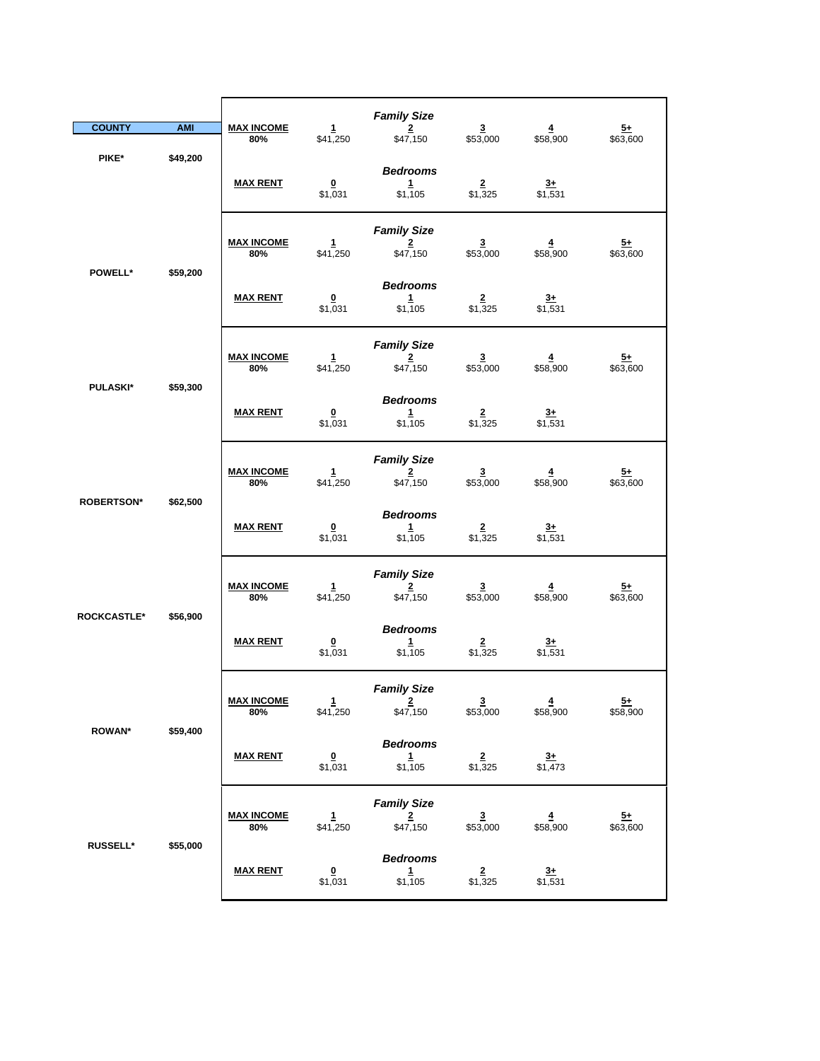| COUNTY | AMI | | | | | | |
|---|---|---|---|---|---|---|---|
| | | | | *Family Size* | | | |
| | | **MAX INCOME** 80% | 1 | 2 | 3 | 4 | 5+ |
| PIKE* | $49,200 | | $41,250 | $47,150 | $53,000 | $58,900 | $63,600 |
| | | | | *Bedrooms* | | | |
| | | **MAX RENT** | 0 | 1 | 2 | 3+ | |
| | | | $1,031 | $1,105 | $1,325 | $1,531 | |
| | | | | *Family Size* | | | |
| | | **MAX INCOME** 80% | 1 | 2 | 3 | 4 | 5+ |
| POWELL* | $59,200 | | $41,250 | $47,150 | $53,000 | $58,900 | $63,600 |
| | | | | *Bedrooms* | | | |
| | | **MAX RENT** | 0 | 1 | 2 | 3+ | |
| | | | $1,031 | $1,105 | $1,325 | $1,531 | |
| | | | | *Family Size* | | | |
| | | **MAX INCOME** 80% | 1 | 2 | 3 | 4 | 5+ |
| PULASKI* | $59,300 | | $41,250 | $47,150 | $53,000 | $58,900 | $63,600 |
| | | | | *Bedrooms* | | | |
| | | **MAX RENT** | 0 | 1 | 2 | 3+ | |
| | | | $1,031 | $1,105 | $1,325 | $1,531 | |
| | | | | *Family Size* | | | |
| | | **MAX INCOME** 80% | 1 | 2 | 3 | 4 | 5+ |
| ROBERTSON* | $62,500 | | $41,250 | $47,150 | $53,000 | $58,900 | $63,600 |
| | | | | *Bedrooms* | | | |
| | | **MAX RENT** | 0 | 1 | 2 | 3+ | |
| | | | $1,031 | $1,105 | $1,325 | $1,531 | |
| | | | | *Family Size* | | | |
| | | **MAX INCOME** 80% | 1 | 2 | 3 | 4 | 5+ |
| ROCKCASTLE* | $56,900 | | $41,250 | $47,150 | $53,000 | $58,900 | $63,600 |
| | | | | *Bedrooms* | | | |
| | | **MAX RENT** | 0 | 1 | 2 | 3+ | |
| | | | $1,031 | $1,105 | $1,325 | $1,531 | |
| | | | | *Family Size* | | | |
| | | **MAX INCOME** 80% | 1 | 2 | 3 | 4 | 5+ |
| ROWAN* | $59,400 | | $41,250 | $47,150 | $53,000 | $58,900 | $58,900 |
| | | | | *Bedrooms* | | | |
| | | **MAX RENT** | 0 | 1 | 2 | 3+ | |
| | | | $1,031 | $1,105 | $1,325 | $1,473 | |
| | | | | *Family Size* | | | |
| | | **MAX INCOME** 80% | 1 | 2 | 3 | 4 | 5+ |
| RUSSELL* | $55,000 | | $41,250 | $47,150 | $53,000 | $58,900 | $63,600 |
| | | | | *Bedrooms* | | | |
| | | **MAX RENT** | 0 | 1 | 2 | 3+ | |
| | | | $1,031 | $1,105 | $1,325 | $1,531 | |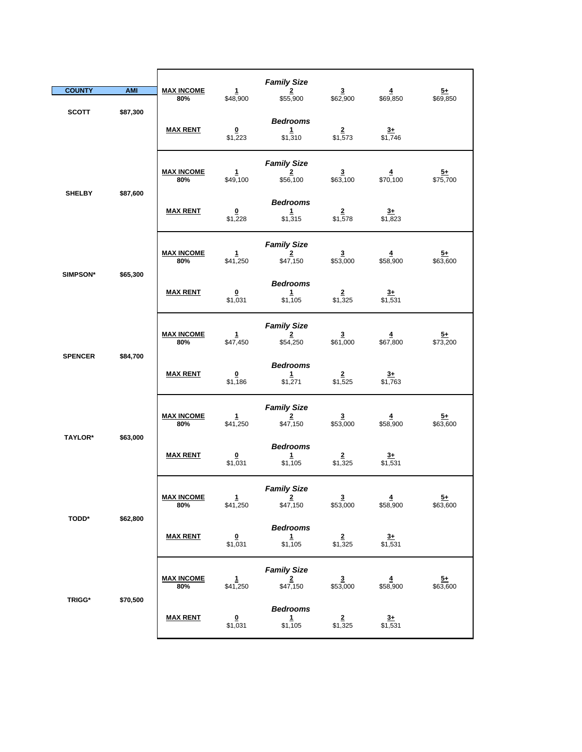| COUNTY | AMI | | | | | | | |
|---|---|---|---|---|---|---|---|---|
| | | | | *Family Size* | | | | |
| | | **MAX INCOME 80%** | 1 | 2 | 3 | 4 | 5+ |
| | | | $48,900 | $55,900 | $62,900 | $69,850 | $69,850 |
| SCOTT | $87,300 | | | | | | |
| | | | | *Bedrooms* | | | |
| | | **MAX RENT** | 0 | 1 | 2 | 3+ | |
| | | | $1,223 | $1,310 | $1,573 | $1,746 | |
| | | | | *Family Size* | | | |
| | | **MAX INCOME 80%** | 1 | 2 | 3 | 4 | 5+ |
| | | | $49,100 | $56,100 | $63,100 | $70,100 | $75,700 |
| SHELBY | $87,600 | | | | | | |
| | | | | *Bedrooms* | | | |
| | | **MAX RENT** | 0 | 1 | 2 | 3+ | |
| | | | $1,228 | $1,315 | $1,578 | $1,823 | |
| | | | | *Family Size* | | | |
| | | **MAX INCOME 80%** | 1 | 2 | 3 | 4 | 5+ |
| | | | $41,250 | $47,150 | $53,000 | $58,900 | $63,600 |
| SIMPSON* | $65,300 | | | | | | |
| | | | | *Bedrooms* | | | |
| | | **MAX RENT** | 0 | 1 | 2 | 3+ | |
| | | | $1,031 | $1,105 | $1,325 | $1,531 | |
| | | | | *Family Size* | | | |
| | | **MAX INCOME 80%** | 1 | 2 | 3 | 4 | 5+ |
| | | | $47,450 | $54,250 | $61,000 | $67,800 | $73,200 |
| SPENCER | $84,700 | | | | | | |
| | | | | *Bedrooms* | | | |
| | | **MAX RENT** | 0 | 1 | 2 | 3+ | |
| | | | $1,186 | $1,271 | $1,525 | $1,763 | |
| | | | | *Family Size* | | | |
| | | **MAX INCOME 80%** | 1 | 2 | 3 | 4 | 5+ |
| | | | $41,250 | $47,150 | $53,000 | $58,900 | $63,600 |
| TAYLOR* | $63,000 | | | | | | |
| | | | | *Bedrooms* | | | |
| | | **MAX RENT** | 0 | 1 | 2 | 3+ | |
| | | | $1,031 | $1,105 | $1,325 | $1,531 | |
| | | | | *Family Size* | | | |
| | | **MAX INCOME 80%** | 1 | 2 | 3 | 4 | 5+ |
| | | | $41,250 | $47,150 | $53,000 | $58,900 | $63,600 |
| TODD* | $62,800 | | | | | | |
| | | | | *Bedrooms* | | | |
| | | **MAX RENT** | 0 | 1 | 2 | 3+ | |
| | | | $1,031 | $1,105 | $1,325 | $1,531 | |
| | | | | *Family Size* | | | |
| | | **MAX INCOME 80%** | 1 | 2 | 3 | 4 | 5+ |
| | | | $41,250 | $47,150 | $53,000 | $58,900 | $63,600 |
| TRIGG* | $70,500 | | | | | | |
| | | | | *Bedrooms* | | | |
| | | **MAX RENT** | 0 | 1 | 2 | 3+ | |
| | | | $1,031 | $1,105 | $1,325 | $1,531 | |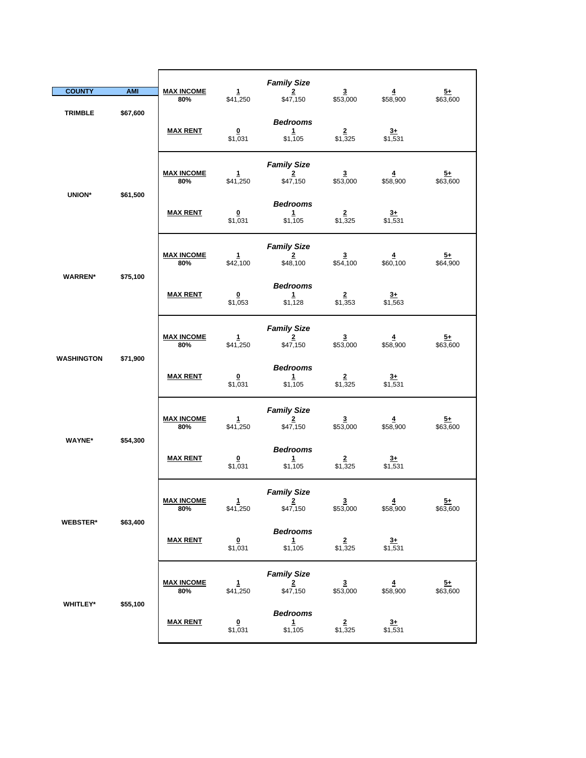| COUNTY | AMI | | | | | | |
|---|---|---|---|---|---|---|---|
| | | | | ***Family Size*** | | | |
| | | **MAX INCOME 80%** | **1** | **2** | **3** | **4** | **5+** |
| | | | $41,250 | $47,150 | $53,000 | $58,900 | $63,600 |
| **TRIMBLE** | **$67,600** | | | ***Bedrooms*** | | | |
| | | **MAX RENT** | **0** | **1** | **2** | **3+** | |
| | | | $1,031 | $1,105 | $1,325 | $1,531 | |
| | | | | ***Family Size*** | | | |
| | | **MAX INCOME 80%** | **1** | **2** | **3** | **4** | **5+** |
| | | | $41,250 | $47,150 | $53,000 | $58,900 | $63,600 |
| **UNION*** | **$61,500** | | | ***Bedrooms*** | | | |
| | | **MAX RENT** | **0** | **1** | **2** | **3+** | |
| | | | $1,031 | $1,105 | $1,325 | $1,531 | |
| | | | | ***Family Size*** | | | |
| | | **MAX INCOME 80%** | **1** | **2** | **3** | **4** | **5+** |
| | | | $42,100 | $48,100 | $54,100 | $60,100 | $64,900 |
| **WARREN*** | **$75,100** | | | ***Bedrooms*** | | | |
| | | **MAX RENT** | **0** | **1** | **2** | **3+** | |
| | | | $1,053 | $1,128 | $1,353 | $1,563 | |
| | | | | ***Family Size*** | | | |
| | | **MAX INCOME 80%** | **1** | **2** | **3** | **4** | **5+** |
| | | | $41,250 | $47,150 | $53,000 | $58,900 | $63,600 |
| **WASHINGTON** | **$71,900** | | | ***Bedrooms*** | | | |
| | | **MAX RENT** | **0** | **1** | **2** | **3+** | |
| | | | $1,031 | $1,105 | $1,325 | $1,531 | |
| | | | | ***Family Size*** | | | |
| | | **MAX INCOME 80%** | **1** | **2** | **3** | **4** | **5+** |
| | | | $41,250 | $47,150 | $53,000 | $58,900 | $63,600 |
| **WAYNE*** | **$54,300** | | | ***Bedrooms*** | | | |
| | | **MAX RENT** | **0** | **1** | **2** | **3+** | |
| | | | $1,031 | $1,105 | $1,325 | $1,531 | |
| | | | | ***Family Size*** | | | |
| | | **MAX INCOME 80%** | **1** | **2** | **3** | **4** | **5+** |
| | | | $41,250 | $47,150 | $53,000 | $58,900 | $63,600 |
| **WEBSTER*** | **$63,400** | | | ***Bedrooms*** | | | |
| | | **MAX RENT** | **0** | **1** | **2** | **3+** | |
| | | | $1,031 | $1,105 | $1,325 | $1,531 | |
| | | | | ***Family Size*** | | | |
| | | **MAX INCOME 80%** | **1** | **2** | **3** | **4** | **5+** |
| | | | $41,250 | $47,150 | $53,000 | $58,900 | $63,600 |
| **WHITLEY*** | **$55,100** | | | ***Bedrooms*** | | | |
| | | **MAX RENT** | **0** | **1** | **2** | **3+** | |
| | | | $1,031 | $1,105 | $1,325 | $1,531 | |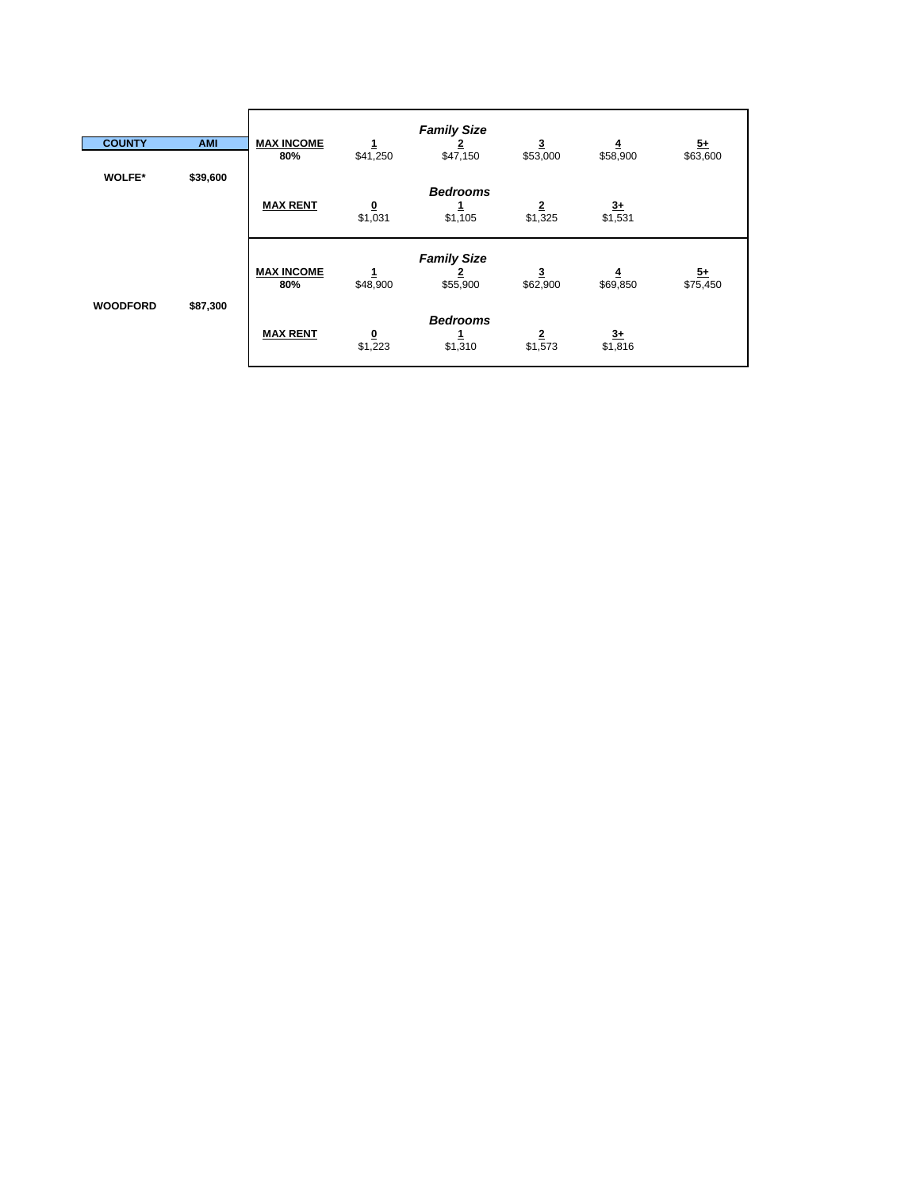| COUNTY | AMI | | | | | | |
|---|---|---|---|---|---|---|---|
| | | | | *Family Size* | | | |
| | | **MAX INCOME** | 1 | 2 | 3 | 4 | 5+ |
| | | **80%** | $41,250 | $47,150 | $53,000 | $58,900 | $63,600 |
| **WOLFE*** | **$39,600** | | | *Bedrooms* | | | |
| | | **MAX RENT** | 0 | 1 | 2 | 3+ | |
| | | | $1,031 | $1,105 | $1,325 | $1,531 | |
| | | | | *Family Size* | | | |
| | | **MAX INCOME** | 1 | 2 | 3 | 4 | 5+ |
| | | **80%** | $48,900 | $55,900 | $62,900 | $69,850 | $75,450 |
| **WOODFORD** | **$87,300** | | | *Bedrooms* | | | |
| | | **MAX RENT** | 0 | 1 | 2 | 3+ | |
| | | | $1,223 | $1,310 | $1,573 | $1,816 | |